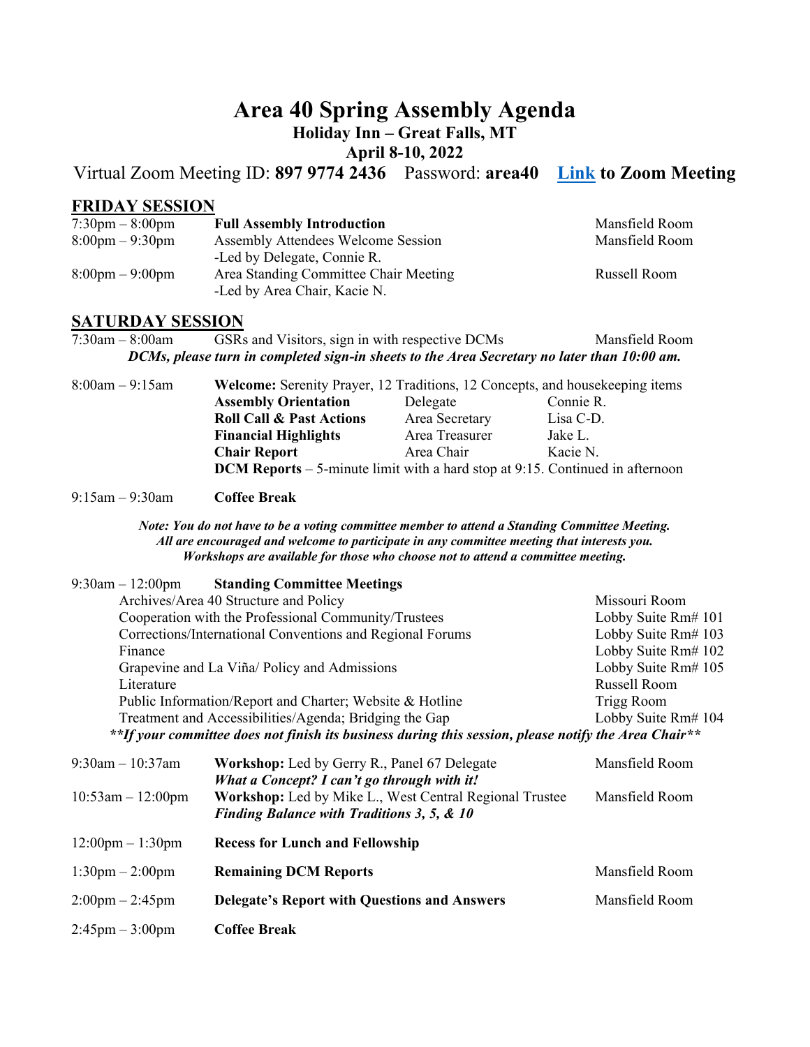# Area 40 Spring Assembly Agenda

**Holiday Inn – Great Falls, MT**

**April 8-10, 2022**

Virtual Zoom Meeting ID: **897 9774 2436** Password: **area40** **Link to Zoom Meeting**

## FRIDAY SESSION

| Time | Event | Location |
|---|---|---|
| 7:30pm – 8:00pm | **Full Assembly Introduction** | Mansfield Room |
| 8:00pm – 9:30pm | Assembly Attendees Welcome Session<br>-Led by Delegate, Connie R. | Mansfield Room |
| 8:00pm – 9:00pm | Area Standing Committee Chair Meeting<br>-Led by Area Chair, Kacie N. | Russell Room |

## SATURDAY SESSION

| Time | Event | Location |
|---|---|---|
| 7:30am – 8:00am | GSRs and Visitors, sign in with respective DCMs | Mansfield Room |

***DCMs, please turn in completed sign-in sheets to the Area Secretary no later than 10:00 am.***

8:00am – 9:15am **Welcome:** Serenity Prayer, 12 Traditions, 12 Concepts, and housekeeping items

| Item | Role | Name |
|---|---|---|
| **Assembly Orientation** | Delegate | Connie R. |
| **Roll Call & Past Actions** | Area Secretary | Lisa C-D. |
| **Financial Highlights** | Area Treasurer | Jake L. |
| **Chair Report** | Area Chair | Kacie N. |

**DCM Reports** – 5-minute limit with a hard stop at 9:15. Continued in afternoon

9:15am – 9:30am **Coffee Break**

***Note: You do not have to be a voting committee member to attend a Standing Committee Meeting. All are encouraged and welcome to participate in any committee meeting that interests you. Workshops are available for those who choose not to attend a committee meeting.***

9:30am – 12:00pm **Standing Committee Meetings**

| Committee | Location |
|---|---|
| Archives/Area 40 Structure and Policy | Missouri Room |
| Cooperation with the Professional Community/Trustees | Lobby Suite Rm# 101 |
| Corrections/International Conventions and Regional Forums | Lobby Suite Rm# 103 |
| Finance | Lobby Suite Rm# 102 |
| Grapevine and La Viña/ Policy and Admissions | Lobby Suite Rm# 105 |
| Literature | Russell Room |
| Public Information/Report and Charter; Website & Hotline | Trigg Room |
| Treatment and Accessibilities/Agenda; Bridging the Gap | Lobby Suite Rm# 104 |

***\*\*If your committee does not finish its business during this session, please notify the Area Chair\*\****

| Time | Event | Location |
|---|---|---|
| 9:30am – 10:37am | **Workshop:** Led by Gerry R., Panel 67 Delegate<br>***What a Concept? I can't go through with it!*** | Mansfield Room |
| 10:53am – 12:00pm | **Workshop:** Led by Mike L., West Central Regional Trustee<br>***Finding Balance with Traditions 3, 5, & 10*** | Mansfield Room |
| 12:00pm – 1:30pm | **Recess for Lunch and Fellowship** | |
| 1:30pm – 2:00pm | **Remaining DCM Reports** | Mansfield Room |
| 2:00pm – 2:45pm | **Delegate's Report with Questions and Answers** | Mansfield Room |
| 2:45pm – 3:00pm | **Coffee Break** | |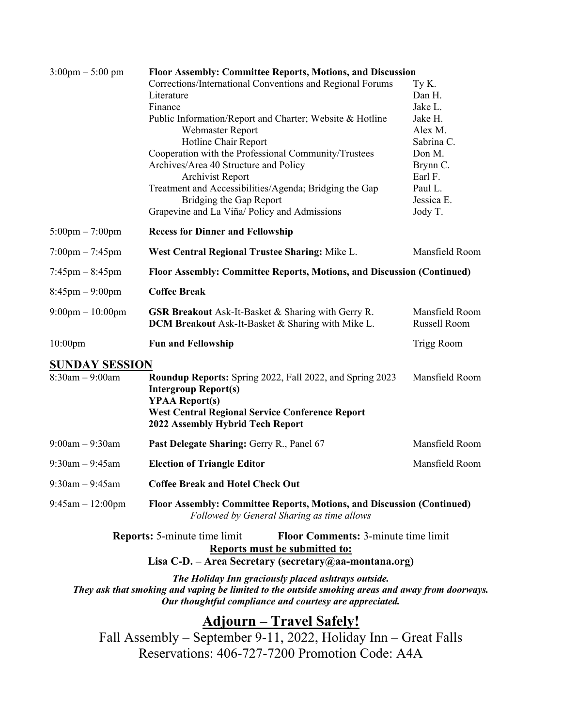| | | |
|---|---|---|
| 3:00pm – 5:00 pm | **Floor Assembly: Committee Reports, Motions, and Discussion** | |
| | Corrections/International Conventions and Regional Forums | Ty K. |
| | Literature | Dan H. |
| | Finance | Jake L. |
| | Public Information/Report and Charter; Website & Hotline | Jake H. |
| | Webmaster Report | Alex M. |
| | Hotline Chair Report | Sabrina C. |
| | Cooperation with the Professional Community/Trustees | Don M. |
| | Archives/Area 40 Structure and Policy | Brynn C. |
| | Archivist Report | Earl F. |
| | Treatment and Accessibilities/Agenda; Bridging the Gap | Paul L. |
| | Bridging the Gap Report | Jessica E. |
| | Grapevine and La Viña/ Policy and Admissions | Jody T. |
| 5:00pm – 7:00pm | **Recess for Dinner and Fellowship** | |
| 7:00pm – 7:45pm | **West Central Regional Trustee Sharing:** Mike L. | Mansfield Room |
| 7:45pm – 8:45pm | **Floor Assembly: Committee Reports, Motions, and Discussion (Continued)** | |
| 8:45pm – 9:00pm | **Coffee Break** | |
| 9:00pm – 10:00pm | **GSR Breakout** Ask-It-Basket & Sharing with Gerry R. | Mansfield Room |
| | **DCM Breakout** Ask-It-Basket & Sharing with Mike L. | Russell Room |
| 10:00pm | **Fun and Fellowship** | Trigg Room |

## SUNDAY SESSION

| | | |
|---|---|---|
| 8:30am – 9:00am | **Roundup Reports:** Spring 2022, Fall 2022, and Spring 2023 | Mansfield Room |
| | **Intergroup Report(s)** | |
| | **YPAA Report(s)** | |
| | **West Central Regional Service Conference Report** | |
| | **2022 Assembly Hybrid Tech Report** | |
| 9:00am – 9:30am | **Past Delegate Sharing:** Gerry R., Panel 67 | Mansfield Room |
| 9:30am – 9:45am | **Election of Triangle Editor** | Mansfield Room |
| 9:30am – 9:45am | **Coffee Break and Hotel Check Out** | |
| 9:45am – 12:00pm | **Floor Assembly: Committee Reports, Motions, and Discussion (Continued)** *Followed by General Sharing as time allows* | |

**Reports:** 5-minute time limit **Floor Comments:** 3-minute time limit

**Reports must be submitted to:**

**Lisa C-D. – Area Secretary (secretary@aa-montana.org)**

***The Holiday Inn graciously placed ashtrays outside.***
***They ask that smoking and vaping be limited to the outside smoking areas and away from doorways.***
***Our thoughtful compliance and courtesy are appreciated.***

# Adjourn – Travel Safely!

Fall Assembly – September 9-11, 2022, Holiday Inn – Great Falls
Reservations: 406-727-7200 Promotion Code: A4A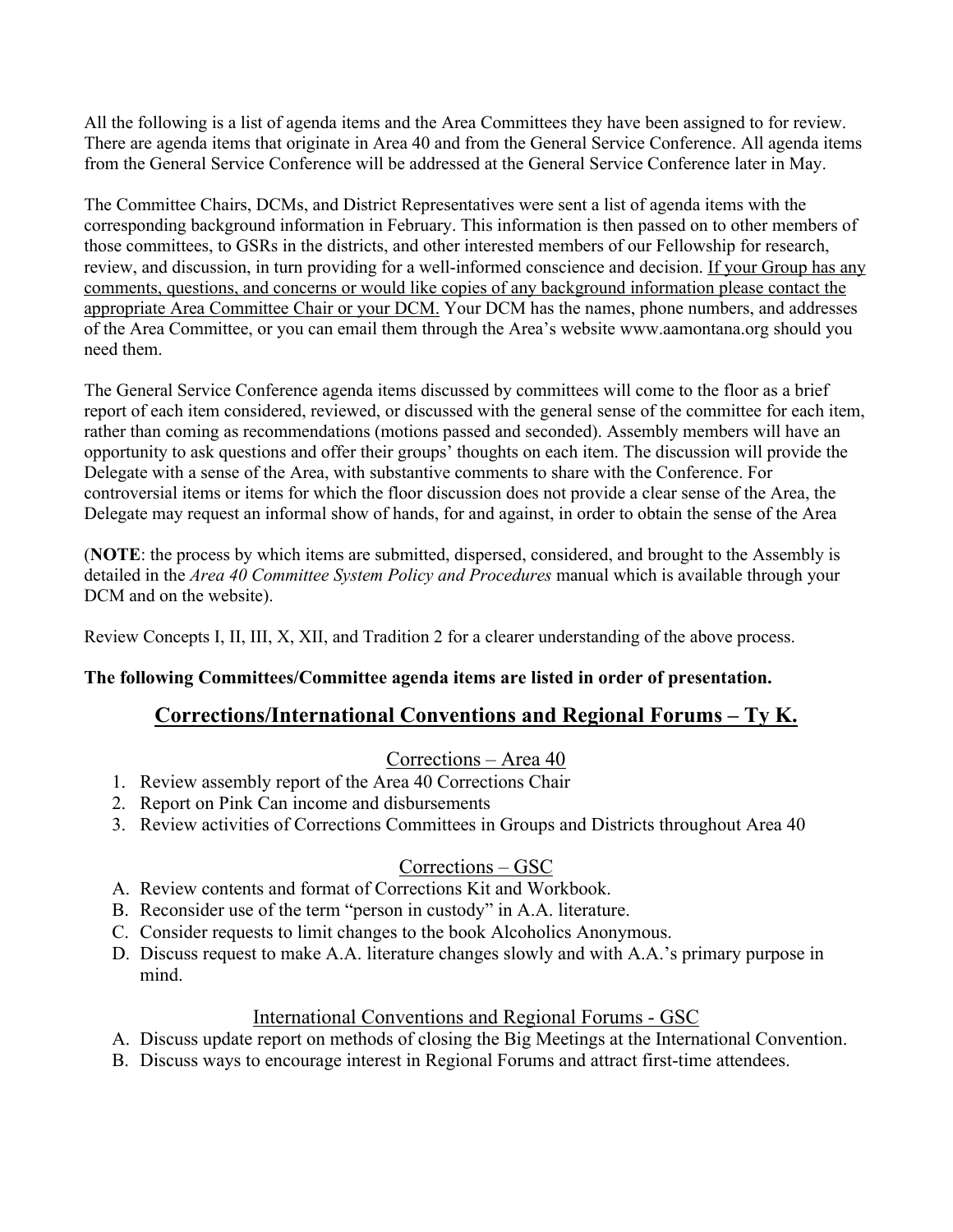All the following is a list of agenda items and the Area Committees they have been assigned to for review. There are agenda items that originate in Area 40 and from the General Service Conference. All agenda items from the General Service Conference will be addressed at the General Service Conference later in May.

The Committee Chairs, DCMs, and District Representatives were sent a list of agenda items with the corresponding background information in February. This information is then passed on to other members of those committees, to GSRs in the districts, and other interested members of our Fellowship for research, review, and discussion, in turn providing for a well-informed conscience and decision. <u>If your Group has any comments, questions, and concerns or would like copies of any background information please contact the appropriate Area Committee Chair or your DCM.</u> Your DCM has the names, phone numbers, and addresses of the Area Committee, or you can email them through the Area's website www.aamontana.org should you need them.

The General Service Conference agenda items discussed by committees will come to the floor as a brief report of each item considered, reviewed, or discussed with the general sense of the committee for each item, rather than coming as recommendations (motions passed and seconded). Assembly members will have an opportunity to ask questions and offer their groups' thoughts on each item. The discussion will provide the Delegate with a sense of the Area, with substantive comments to share with the Conference. For controversial items or items for which the floor discussion does not provide a clear sense of the Area, the Delegate may request an informal show of hands, for and against, in order to obtain the sense of the Area

(**NOTE**: the process by which items are submitted, dispersed, considered, and brought to the Assembly is detailed in the *Area 40 Committee System Policy and Procedures* manual which is available through your DCM and on the website).

Review Concepts I, II, III, X, XII, and Tradition 2 for a clearer understanding of the above process.

**The following Committees/Committee agenda items are listed in order of presentation.**

## Corrections/International Conventions and Regional Forums – Ty K.

### Corrections – Area 40

1. Review assembly report of the Area 40 Corrections Chair
2. Report on Pink Can income and disbursements
3. Review activities of Corrections Committees in Groups and Districts throughout Area 40

### Corrections – GSC

A. Review contents and format of Corrections Kit and Workbook.
B. Reconsider use of the term "person in custody" in A.A. literature.
C. Consider requests to limit changes to the book Alcoholics Anonymous.
D. Discuss request to make A.A. literature changes slowly and with A.A.'s primary purpose in mind.

### International Conventions and Regional Forums - GSC

A. Discuss update report on methods of closing the Big Meetings at the International Convention.
B. Discuss ways to encourage interest in Regional Forums and attract first-time attendees.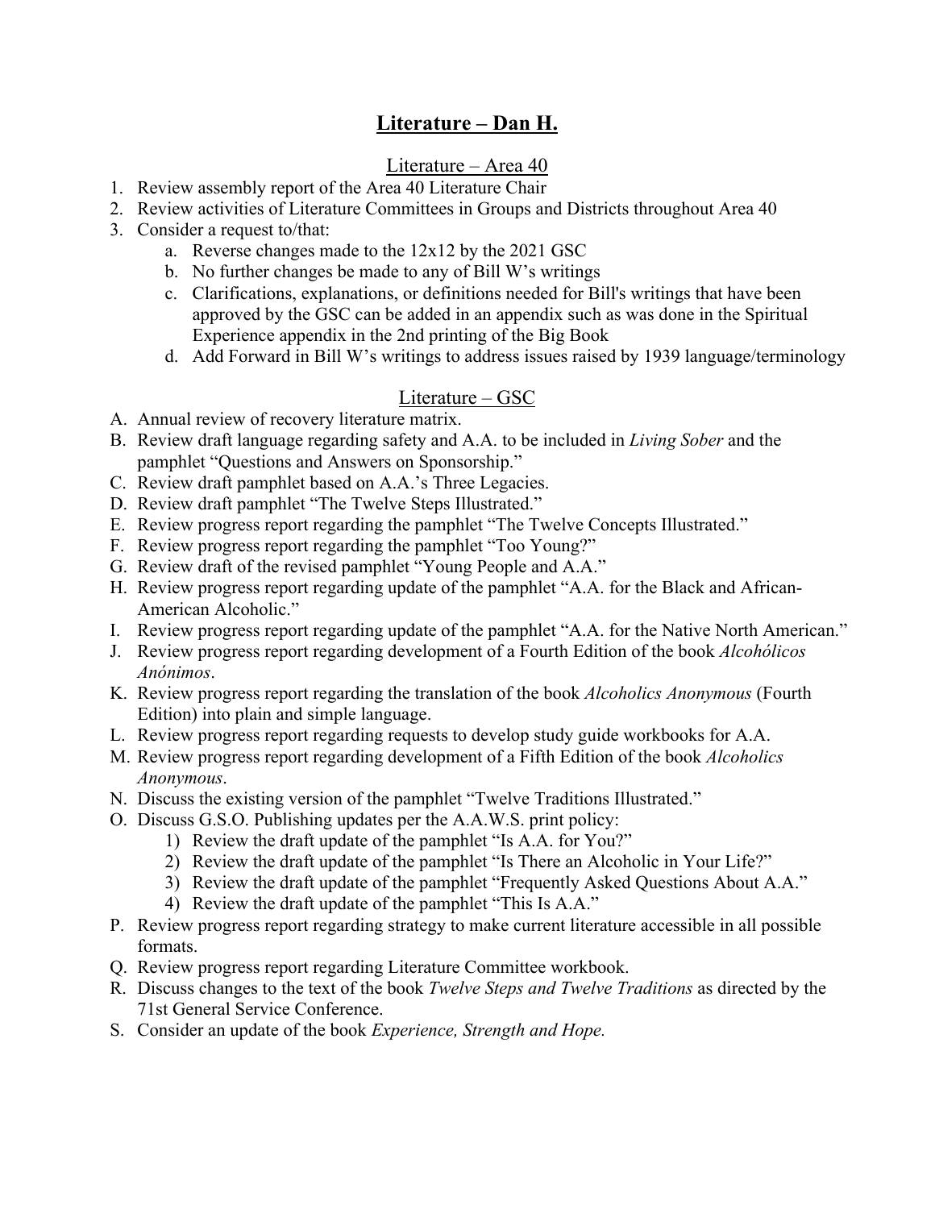# <u>Literature – Dan H.</u>

## <u>Literature – Area 40</u>

1. Review assembly report of the Area 40 Literature Chair
2. Review activities of Literature Committees in Groups and Districts throughout Area 40
3. Consider a request to/that:
   a. Reverse changes made to the 12x12 by the 2021 GSC
   b. No further changes be made to any of Bill W's writings
   c. Clarifications, explanations, or definitions needed for Bill's writings that have been approved by the GSC can be added in an appendix such as was done in the Spiritual Experience appendix in the 2nd printing of the Big Book
   d. Add Forward in Bill W's writings to address issues raised by 1939 language/terminology

## <u>Literature – GSC</u>

A. Annual review of recovery literature matrix.

B. Review draft language regarding safety and A.A. to be included in *Living Sober* and the pamphlet "Questions and Answers on Sponsorship."

C. Review draft pamphlet based on A.A.'s Three Legacies.

D. Review draft pamphlet "The Twelve Steps Illustrated."

E. Review progress report regarding the pamphlet "The Twelve Concepts Illustrated."

F. Review progress report regarding the pamphlet "Too Young?"

G. Review draft of the revised pamphlet "Young People and A.A."

H. Review progress report regarding update of the pamphlet "A.A. for the Black and African-American Alcoholic."

I. Review progress report regarding update of the pamphlet "A.A. for the Native North American."

J. Review progress report regarding development of a Fourth Edition of the book *Alcohólicos Anónimos*.

K. Review progress report regarding the translation of the book *Alcoholics Anonymous* (Fourth Edition) into plain and simple language.

L. Review progress report regarding requests to develop study guide workbooks for A.A.

M. Review progress report regarding development of a Fifth Edition of the book *Alcoholics Anonymous*.

N. Discuss the existing version of the pamphlet "Twelve Traditions Illustrated."

O. Discuss G.S.O. Publishing updates per the A.A.W.S. print policy:
   1) Review the draft update of the pamphlet "Is A.A. for You?"
   2) Review the draft update of the pamphlet "Is There an Alcoholic in Your Life?"
   3) Review the draft update of the pamphlet "Frequently Asked Questions About A.A."
   4) Review the draft update of the pamphlet "This Is A.A."

P. Review progress report regarding strategy to make current literature accessible in all possible formats.

Q. Review progress report regarding Literature Committee workbook.

R. Discuss changes to the text of the book *Twelve Steps and Twelve Traditions* as directed by the 71st General Service Conference.

S. Consider an update of the book *Experience, Strength and Hope.*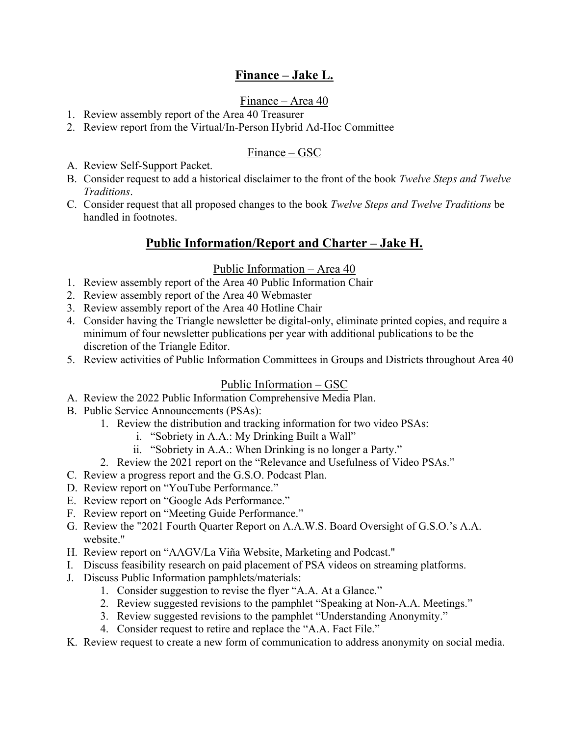## **Finance – Jake L.**

### Finance – Area 40

1. Review assembly report of the Area 40 Treasurer
2. Review report from the Virtual/In-Person Hybrid Ad-Hoc Committee

### Finance – GSC

A. Review Self-Support Packet.

B. Consider request to add a historical disclaimer to the front of the book *Twelve Steps and Twelve Traditions*.

C. Consider request that all proposed changes to the book *Twelve Steps and Twelve Traditions* be handled in footnotes.

## **Public Information/Report and Charter – Jake H.**

### Public Information – Area 40

1. Review assembly report of the Area 40 Public Information Chair
2. Review assembly report of the Area 40 Webmaster
3. Review assembly report of the Area 40 Hotline Chair
4. Consider having the Triangle newsletter be digital-only, eliminate printed copies, and require a minimum of four newsletter publications per year with additional publications to be the discretion of the Triangle Editor.
5. Review activities of Public Information Committees in Groups and Districts throughout Area 40

### Public Information – GSC

A. Review the 2022 Public Information Comprehensive Media Plan.

B. Public Service Announcements (PSAs):

1. Review the distribution and tracking information for two video PSAs:
   - i. "Sobriety in A.A.: My Drinking Built a Wall"
   - ii. "Sobriety in A.A.: When Drinking is no longer a Party."
2. Review the 2021 report on the "Relevance and Usefulness of Video PSAs."

C. Review a progress report and the G.S.O. Podcast Plan.

D. Review report on "YouTube Performance."

E. Review report on "Google Ads Performance."

F. Review report on "Meeting Guide Performance."

G. Review the "2021 Fourth Quarter Report on A.A.W.S. Board Oversight of G.S.O.'s A.A. website."

H. Review report on "AAGV/La Viña Website, Marketing and Podcast."

I. Discuss feasibility research on paid placement of PSA videos on streaming platforms.

J. Discuss Public Information pamphlets/materials:

1. Consider suggestion to revise the flyer "A.A. At a Glance."
2. Review suggested revisions to the pamphlet "Speaking at Non-A.A. Meetings."
3. Review suggested revisions to the pamphlet "Understanding Anonymity."
4. Consider request to retire and replace the "A.A. Fact File."

K. Review request to create a new form of communication to address anonymity on social media.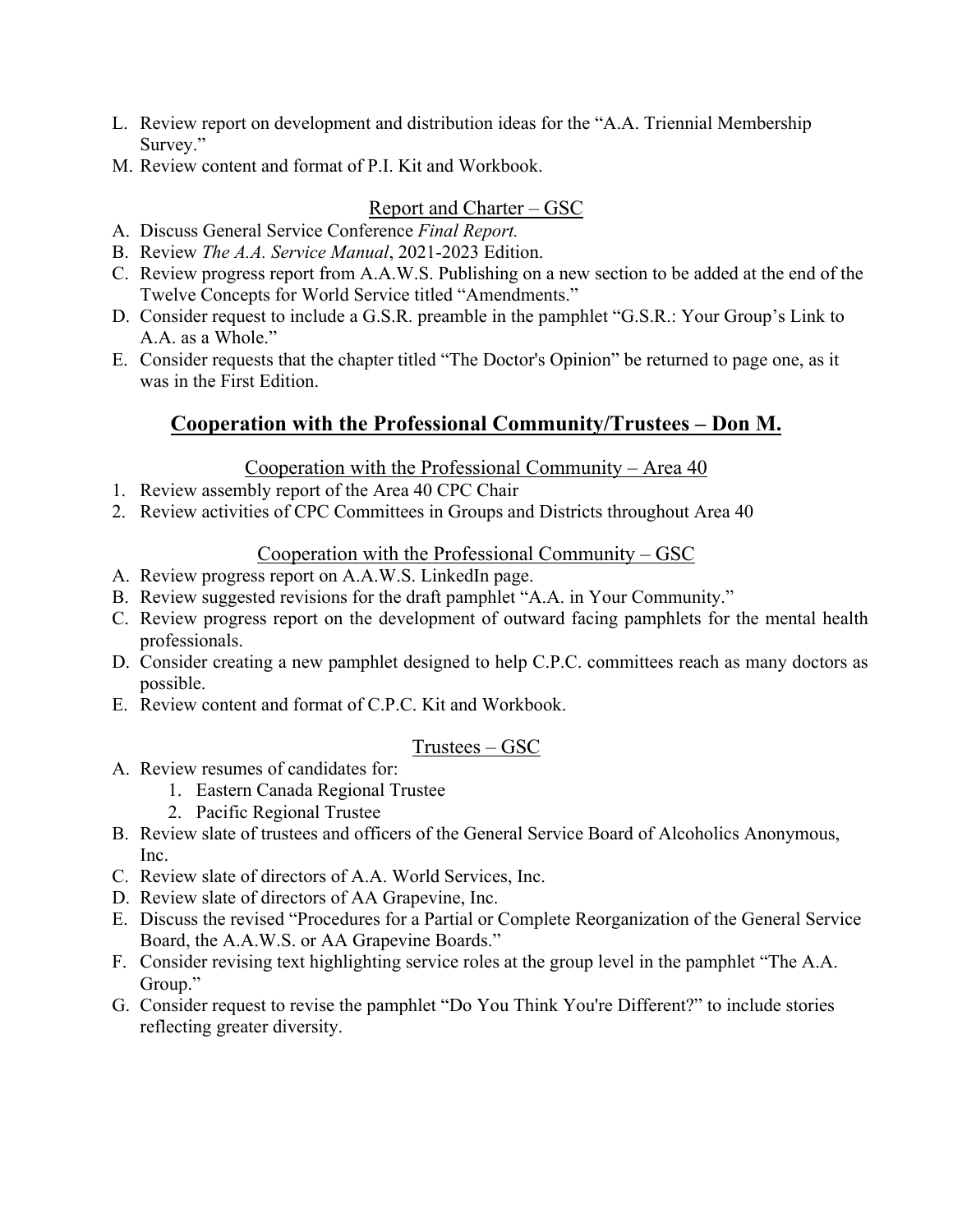L. Review report on development and distribution ideas for the "A.A. Triennial Membership Survey."
M. Review content and format of P.I. Kit and Workbook.

### Report and Charter – GSC

A. Discuss General Service Conference *Final Report.*
B. Review *The A.A. Service Manual*, 2021-2023 Edition.
C. Review progress report from A.A.W.S. Publishing on a new section to be added at the end of the Twelve Concepts for World Service titled "Amendments."
D. Consider request to include a G.S.R. preamble in the pamphlet "G.S.R.: Your Group's Link to A.A. as a Whole."
E. Consider requests that the chapter titled "The Doctor's Opinion" be returned to page one, as it was in the First Edition.

## Cooperation with the Professional Community/Trustees – Don M.

### Cooperation with the Professional Community – Area 40

1. Review assembly report of the Area 40 CPC Chair
2. Review activities of CPC Committees in Groups and Districts throughout Area 40

### Cooperation with the Professional Community – GSC

A. Review progress report on A.A.W.S. LinkedIn page.
B. Review suggested revisions for the draft pamphlet "A.A. in Your Community."
C. Review progress report on the development of outward facing pamphlets for the mental health professionals.
D. Consider creating a new pamphlet designed to help C.P.C. committees reach as many doctors as possible.
E. Review content and format of C.P.C. Kit and Workbook.

### Trustees – GSC

A. Review resumes of candidates for:
    1. Eastern Canada Regional Trustee
    2. Pacific Regional Trustee
B. Review slate of trustees and officers of the General Service Board of Alcoholics Anonymous, Inc.
C. Review slate of directors of A.A. World Services, Inc.
D. Review slate of directors of AA Grapevine, Inc.
E. Discuss the revised "Procedures for a Partial or Complete Reorganization of the General Service Board, the A.A.W.S. or AA Grapevine Boards."
F. Consider revising text highlighting service roles at the group level in the pamphlet "The A.A. Group."
G. Consider request to revise the pamphlet "Do You Think You're Different?" to include stories reflecting greater diversity.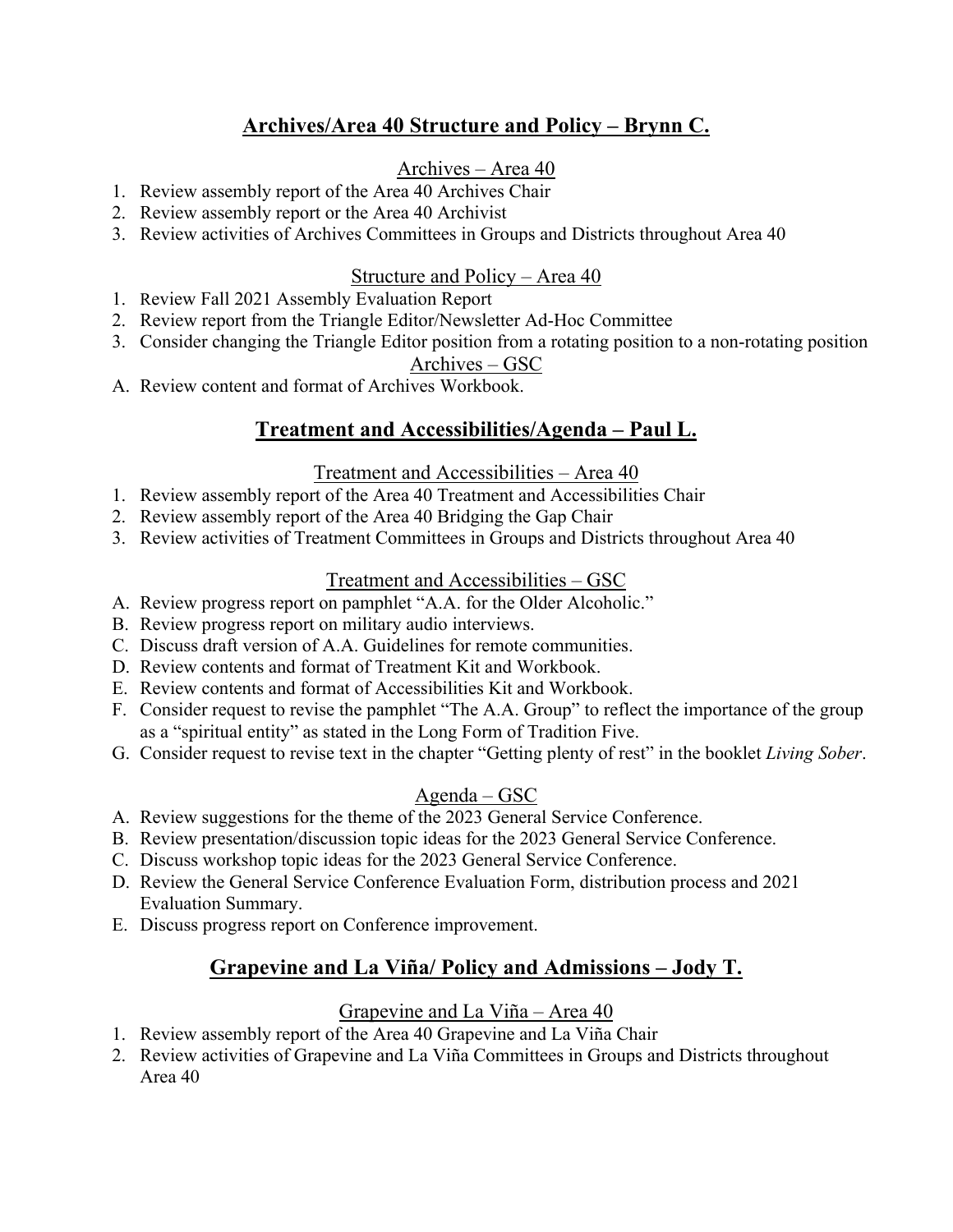## Archives/Area 40 Structure and Policy – Brynn C.

### Archives – Area 40

1. Review assembly report of the Area 40 Archives Chair
2. Review assembly report or the Area 40 Archivist
3. Review activities of Archives Committees in Groups and Districts throughout Area 40

### Structure and Policy – Area 40

1. Review Fall 2021 Assembly Evaluation Report
2. Review report from the Triangle Editor/Newsletter Ad-Hoc Committee
3. Consider changing the Triangle Editor position from a rotating position to a non-rotating position

### Archives – GSC

A. Review content and format of Archives Workbook.

## Treatment and Accessibilities/Agenda – Paul L.

### Treatment and Accessibilities – Area 40

1. Review assembly report of the Area 40 Treatment and Accessibilities Chair
2. Review assembly report of the Area 40 Bridging the Gap Chair
3. Review activities of Treatment Committees in Groups and Districts throughout Area 40

### Treatment and Accessibilities – GSC

A. Review progress report on pamphlet "A.A. for the Older Alcoholic."
B. Review progress report on military audio interviews.
C. Discuss draft version of A.A. Guidelines for remote communities.
D. Review contents and format of Treatment Kit and Workbook.
E. Review contents and format of Accessibilities Kit and Workbook.
F. Consider request to revise the pamphlet "The A.A. Group" to reflect the importance of the group as a "spiritual entity" as stated in the Long Form of Tradition Five.
G. Consider request to revise text in the chapter "Getting plenty of rest" in the booklet *Living Sober*.

### Agenda – GSC

A. Review suggestions for the theme of the 2023 General Service Conference.
B. Review presentation/discussion topic ideas for the 2023 General Service Conference.
C. Discuss workshop topic ideas for the 2023 General Service Conference.
D. Review the General Service Conference Evaluation Form, distribution process and 2021 Evaluation Summary.
E. Discuss progress report on Conference improvement.

## Grapevine and La Viña/ Policy and Admissions – Jody T.

### Grapevine and La Viña – Area 40

1. Review assembly report of the Area 40 Grapevine and La Viña Chair
2. Review activities of Grapevine and La Viña Committees in Groups and Districts throughout Area 40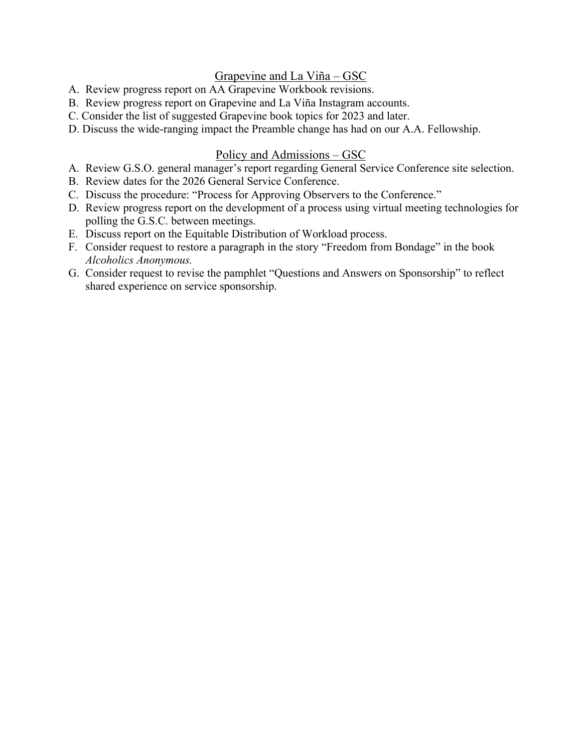## Grapevine and La Viña – GSC

A. Review progress report on AA Grapevine Workbook revisions.
B. Review progress report on Grapevine and La Viña Instagram accounts.
C. Consider the list of suggested Grapevine book topics for 2023 and later.
D. Discuss the wide-ranging impact the Preamble change has had on our A.A. Fellowship.

## Policy and Admissions – GSC

A. Review G.S.O. general manager's report regarding General Service Conference site selection.
B. Review dates for the 2026 General Service Conference.
C. Discuss the procedure: "Process for Approving Observers to the Conference."
D. Review progress report on the development of a process using virtual meeting technologies for polling the G.S.C. between meetings.
E. Discuss report on the Equitable Distribution of Workload process.
F. Consider request to restore a paragraph in the story "Freedom from Bondage" in the book *Alcoholics Anonymous.*
G. Consider request to revise the pamphlet "Questions and Answers on Sponsorship" to reflect shared experience on service sponsorship.